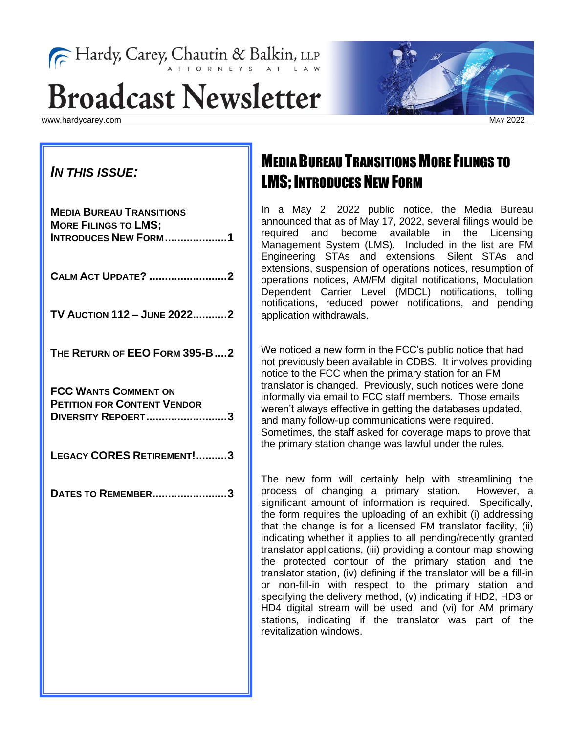Hardy, Carey, Chautin & Balkin, LLP
ATTORNEYS AT LAW

# Broadcast Newsletter

www.hardycarey.com

MAY 2022

***IN THIS ISSUE:***

**MEDIA BUREAU TRANSITIONS MORE FILINGS TO LMS; INTRODUCES NEW FORM....................1**

**CALM ACT UPDATE? .........................2**

**TV AUCTION 112 – JUNE 2022...........2**

**THE RETURN OF EEO FORM 395-B....2**

**FCC WANTS COMMENT ON PETITION FOR CONTENT VENDOR DIVERSITY REPOERT..........................3**

**LEGACY CORES RETIREMENT!..........3**

**DATES TO REMEMBER........................3**

## MEDIA BUREAU TRANSITIONS MORE FILINGS TO LMS; INTRODUCES NEW FORM

In a May 2, 2022 public notice, the Media Bureau announced that as of May 17, 2022, several filings would be required and become available in the Licensing Management System (LMS). Included in the list are FM Engineering STAs and extensions, Silent STAs and extensions, suspension of operations notices, resumption of operations notices, AM/FM digital notifications, Modulation Dependent Carrier Level (MDCL) notifications, tolling notifications, reduced power notifications, and pending application withdrawals.

We noticed a new form in the FCC's public notice that had not previously been available in CDBS. It involves providing notice to the FCC when the primary station for an FM translator is changed. Previously, such notices were done informally via email to FCC staff members. Those emails weren't always effective in getting the databases updated, and many follow-up communications were required. Sometimes, the staff asked for coverage maps to prove that the primary station change was lawful under the rules.

The new form will certainly help with streamlining the process of changing a primary station. However, a significant amount of information is required. Specifically, the form requires the uploading of an exhibit (i) addressing that the change is for a licensed FM translator facility, (ii) indicating whether it applies to all pending/recently granted translator applications, (iii) providing a contour map showing the protected contour of the primary station and the translator station, (iv) defining if the translator will be a fill-in or non-fill-in with respect to the primary station and specifying the delivery method, (v) indicating if HD2, HD3 or HD4 digital stream will be used, and (vi) for AM primary stations, indicating if the translator was part of the revitalization windows.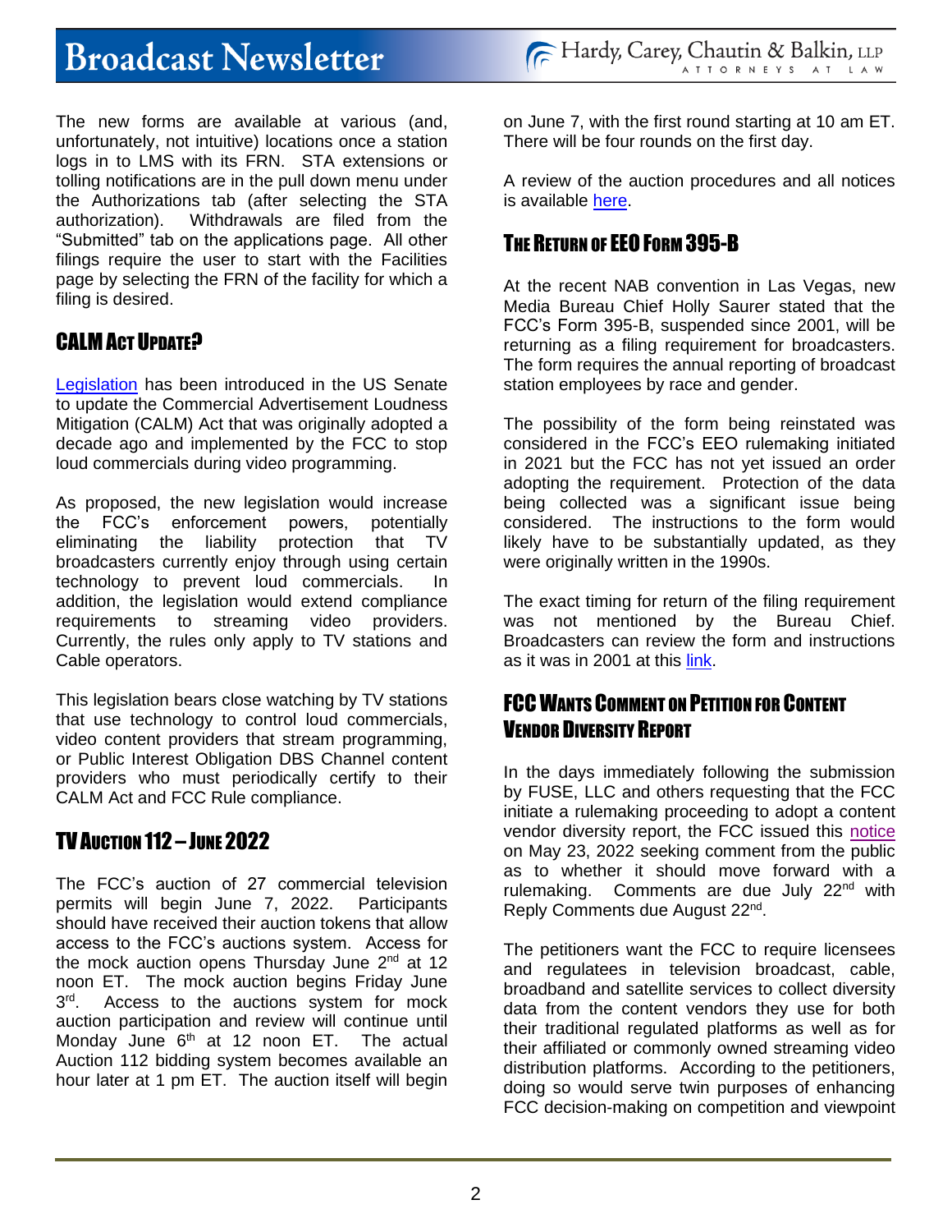The new forms are available at various (and, unfortunately, not intuitive) locations once a station logs in to LMS with its FRN. STA extensions or tolling notifications are in the pull down menu under the Authorizations tab (after selecting the STA authorization). Withdrawals are filed from the "Submitted" tab on the applications page. All other filings require the user to start with the Facilities page by selecting the FRN of the facility for which a filing is desired.

## CALM Act Update?

Legislation has been introduced in the US Senate to update the Commercial Advertisement Loudness Mitigation (CALM) Act that was originally adopted a decade ago and implemented by the FCC to stop loud commercials during video programming.

As proposed, the new legislation would increase the FCC's enforcement powers, potentially eliminating the liability protection that TV broadcasters currently enjoy through using certain technology to prevent loud commercials. In addition, the legislation would extend compliance requirements to streaming video providers. Currently, the rules only apply to TV stations and Cable operators.

This legislation bears close watching by TV stations that use technology to control loud commercials, video content providers that stream programming, or Public Interest Obligation DBS Channel content providers who must periodically certify to their CALM Act and FCC Rule compliance.

## TV Auction 112 – June 2022

The FCC's auction of 27 commercial television permits will begin June 7, 2022. Participants should have received their auction tokens that allow access to the FCC's auctions system. Access for the mock auction opens Thursday June 2nd at 12 noon ET. The mock auction begins Friday June 3rd. Access to the auctions system for mock auction participation and review will continue until Monday June 6th at 12 noon ET. The actual Auction 112 bidding system becomes available an hour later at 1 pm ET. The auction itself will begin on June 7, with the first round starting at 10 am ET. There will be four rounds on the first day.

A review of the auction procedures and all notices is available here.

## The Return of EEO Form 395-B

At the recent NAB convention in Las Vegas, new Media Bureau Chief Holly Saurer stated that the FCC's Form 395-B, suspended since 2001, will be returning as a filing requirement for broadcasters. The form requires the annual reporting of broadcast station employees by race and gender.

The possibility of the form being reinstated was considered in the FCC's EEO rulemaking initiated in 2021 but the FCC has not yet issued an order adopting the requirement. Protection of the data being collected was a significant issue being considered. The instructions to the form would likely have to be substantially updated, as they were originally written in the 1990s.

The exact timing for return of the filing requirement was not mentioned by the Bureau Chief. Broadcasters can review the form and instructions as it was in 2001 at this link.

## FCC Wants Comment on Petition for Content Vendor Diversity Report

In the days immediately following the submission by FUSE, LLC and others requesting that the FCC initiate a rulemaking proceeding to adopt a content vendor diversity report, the FCC issued this notice on May 23, 2022 seeking comment from the public as to whether it should move forward with a rulemaking. Comments are due July 22nd with Reply Comments due August 22nd.

The petitioners want the FCC to require licensees and regulatees in television broadcast, cable, broadband and satellite services to collect diversity data from the content vendors they use for both their traditional regulated platforms as well as for their affiliated or commonly owned streaming video distribution platforms. According to the petitioners, doing so would serve twin purposes of enhancing FCC decision-making on competition and viewpoint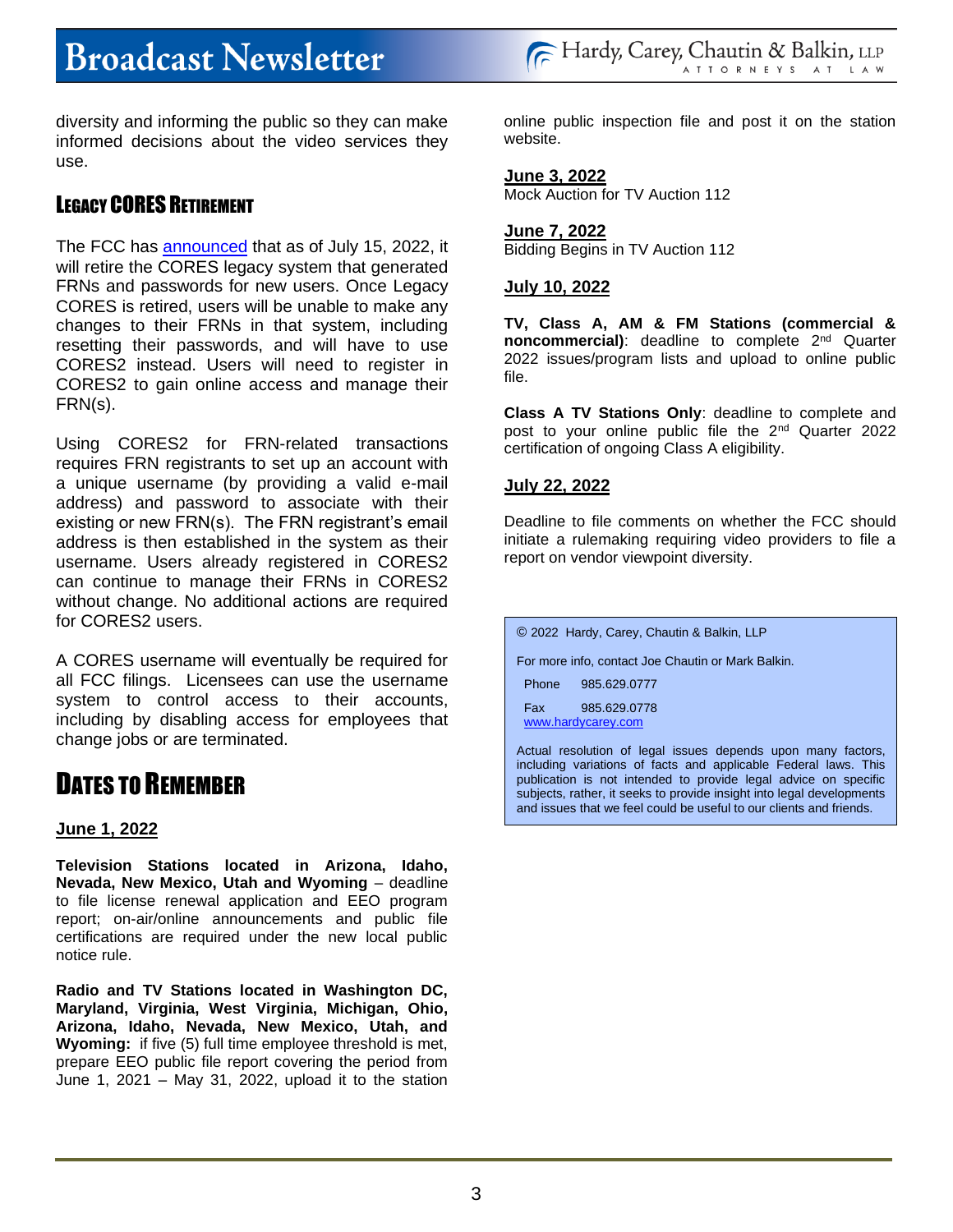diversity and informing the public so they can make informed decisions about the video services they use.

## Legacy CORES Retirement

The FCC has announced that as of July 15, 2022, it will retire the CORES legacy system that generated FRNs and passwords for new users. Once Legacy CORES is retired, users will be unable to make any changes to their FRNs in that system, including resetting their passwords, and will have to use CORES2 instead. Users will need to register in CORES2 to gain online access and manage their FRN(s).

Using CORES2 for FRN-related transactions requires FRN registrants to set up an account with a unique username (by providing a valid e-mail address) and password to associate with their existing or new FRN(s). The FRN registrant's email address is then established in the system as their username. Users already registered in CORES2 can continue to manage their FRNs in CORES2 without change. No additional actions are required for CORES2 users.

A CORES username will eventually be required for all FCC filings. Licensees can use the username system to control access to their accounts, including by disabling access for employees that change jobs or are terminated.

# Dates to Remember

**June 1, 2022**

**Television Stations located in Arizona, Idaho, Nevada, New Mexico, Utah and Wyoming** – deadline to file license renewal application and EEO program report; on-air/online announcements and public file certifications are required under the new local public notice rule.

**Radio and TV Stations located in Washington DC, Maryland, Virginia, West Virginia, Michigan, Ohio, Arizona, Idaho, Nevada, New Mexico, Utah, and Wyoming:** if five (5) full time employee threshold is met, prepare EEO public file report covering the period from June 1, 2021 – May 31, 2022, upload it to the station online public inspection file and post it on the station website.

**June 3, 2022**
Mock Auction for TV Auction 112

**June 7, 2022**
Bidding Begins in TV Auction 112

**July 10, 2022**

**TV, Class A, AM & FM Stations (commercial & noncommercial)**: deadline to complete 2nd Quarter 2022 issues/program lists and upload to online public file.

**Class A TV Stations Only**: deadline to complete and post to your online public file the 2nd Quarter 2022 certification of ongoing Class A eligibility.

**July 22, 2022**

Deadline to file comments on whether the FCC should initiate a rulemaking requiring video providers to file a report on vendor viewpoint diversity.

© 2022 Hardy, Carey, Chautin & Balkin, LLP

For more info, contact Joe Chautin or Mark Balkin.

Phone 985.629.0777

Fax 985.629.0778
www.hardycarey.com

Actual resolution of legal issues depends upon many factors, including variations of facts and applicable Federal laws. This publication is not intended to provide legal advice on specific subjects, rather, it seeks to provide insight into legal developments and issues that we feel could be useful to our clients and friends.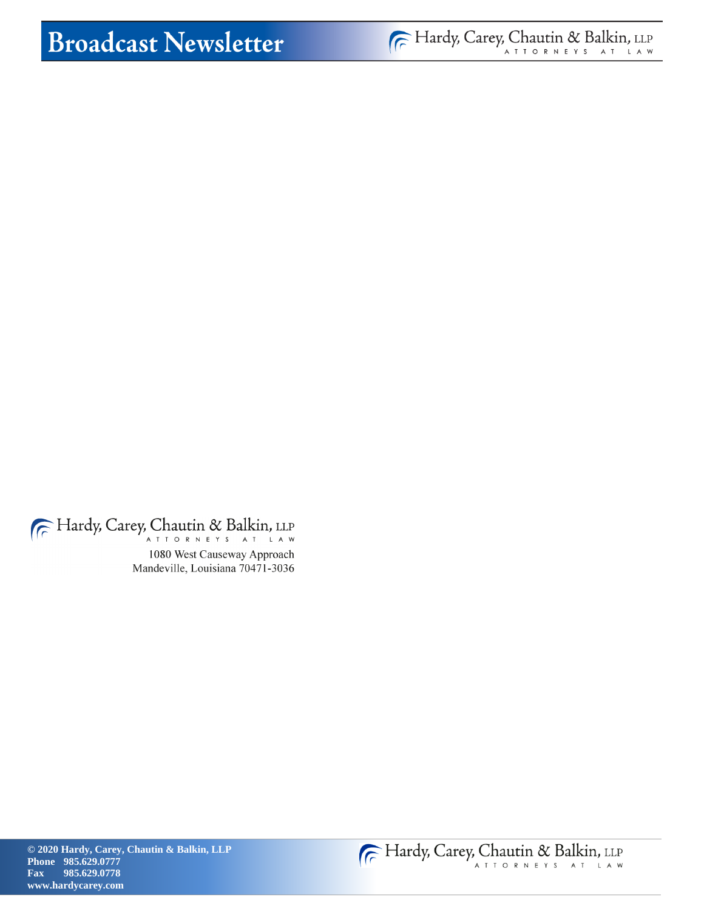Hardy, Carey, Chautin & Balkin, LLP
ATTORNEYS AT LAW

1080 West Causeway Approach
Mandeville, Louisiana 70471-3036

**© 2020 Hardy, Carey, Chautin & Balkin, LLP**
**Phone 985.629.0777**
**Fax 985.629.0778**
**www.hardycarey.com**